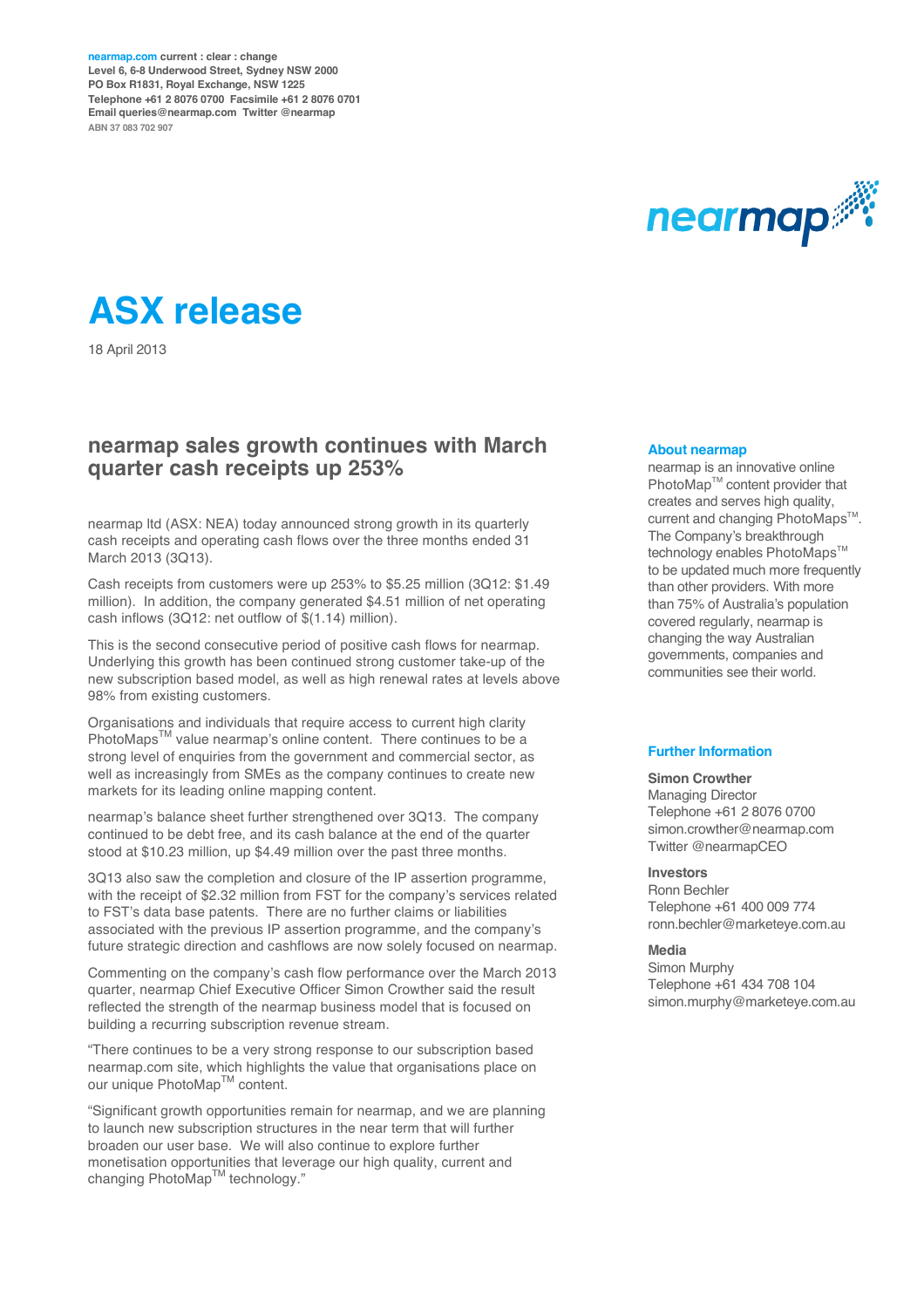nearmap.com current : clear : change
Level 6, 6-8 Underwood Street, Sydney NSW 2000
PO Box R1831, Royal Exchange, NSW 1225
Telephone +61 2 8076 0700 Facsimile +61 2 8076 0701
Email queries@nearmap.com Twitter @nearmap
ABN 37 083 702 907

# ASX release

18 April 2013

## nearmap sales growth continues with March quarter cash receipts up 253%

nearmap ltd (ASX: NEA) today announced strong growth in its quarterly cash receipts and operating cash flows over the three months ended 31 March 2013 (3Q13).

Cash receipts from customers were up 253% to $5.25 million (3Q12: $1.49 million). In addition, the company generated $4.51 million of net operating cash inflows (3Q12: net outflow of $(1.14) million).

This is the second consecutive period of positive cash flows for nearmap. Underlying this growth has been continued strong customer take-up of the new subscription based model, as well as high renewal rates at levels above 98% from existing customers.

Organisations and individuals that require access to current high clarity PhotoMaps™ value nearmap's online content. There continues to be a strong level of enquiries from the government and commercial sector, as well as increasingly from SMEs as the company continues to create new markets for its leading online mapping content.

nearmap's balance sheet further strengthened over 3Q13. The company continued to be debt free, and its cash balance at the end of the quarter stood at $10.23 million, up $4.49 million over the past three months.

3Q13 also saw the completion and closure of the IP assertion programme, with the receipt of $2.32 million from FST for the company's services related to FST's data base patents. There are no further claims or liabilities associated with the previous IP assertion programme, and the company's future strategic direction and cashflows are now solely focused on nearmap.

Commenting on the company's cash flow performance over the March 2013 quarter, nearmap Chief Executive Officer Simon Crowther said the result reflected the strength of the nearmap business model that is focused on building a recurring subscription revenue stream.

"There continues to be a very strong response to our subscription based nearmap.com site, which highlights the value that organisations place on our unique PhotoMap™ content.

"Significant growth opportunities remain for nearmap, and we are planning to launch new subscription structures in the near term that will further broaden our user base. We will also continue to explore further monetisation opportunities that leverage our high quality, current and changing PhotoMap™ technology."

### About nearmap

nearmap is an innovative online PhotoMap™ content provider that creates and serves high quality, current and changing PhotoMaps™. The Company's breakthrough technology enables PhotoMaps™ to be updated much more frequently than other providers. With more than 75% of Australia's population covered regularly, nearmap is changing the way Australian governments, companies and communities see their world.

### Further Information

**Simon Crowther**
Managing Director
Telephone +61 2 8076 0700
simon.crowther@nearmap.com
Twitter @nearmapCEO

**Investors**
Ronn Bechler
Telephone +61 400 009 774
ronn.bechler@marketeye.com.au

**Media**
Simon Murphy
Telephone +61 434 708 104
simon.murphy@marketeye.com.au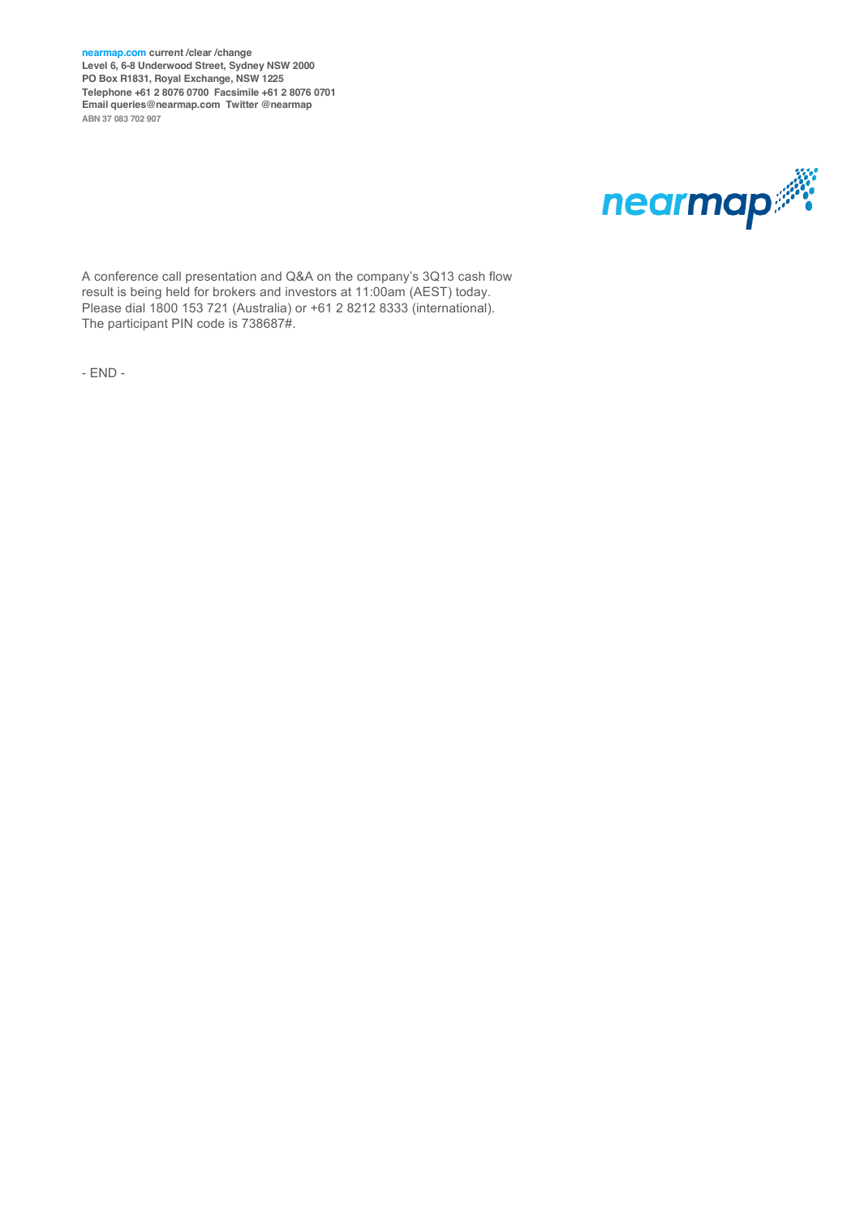**nearmap.com current /clear /change**
**Level 6, 6-8 Underwood Street, Sydney NSW 2000**
**PO Box R1831, Royal Exchange, NSW 1225**
**Telephone +61 2 8076 0700 Facsimile +61 2 8076 0701**
**Email queries@nearmap.com Twitter @nearmap**
**ABN 37 083 702 907**

A conference call presentation and Q&A on the company's 3Q13 cash flow result is being held for brokers and investors at 11:00am (AEST) today. Please dial 1800 153 721 (Australia) or +61 2 8212 8333 (international). The participant PIN code is 738687#.

- END -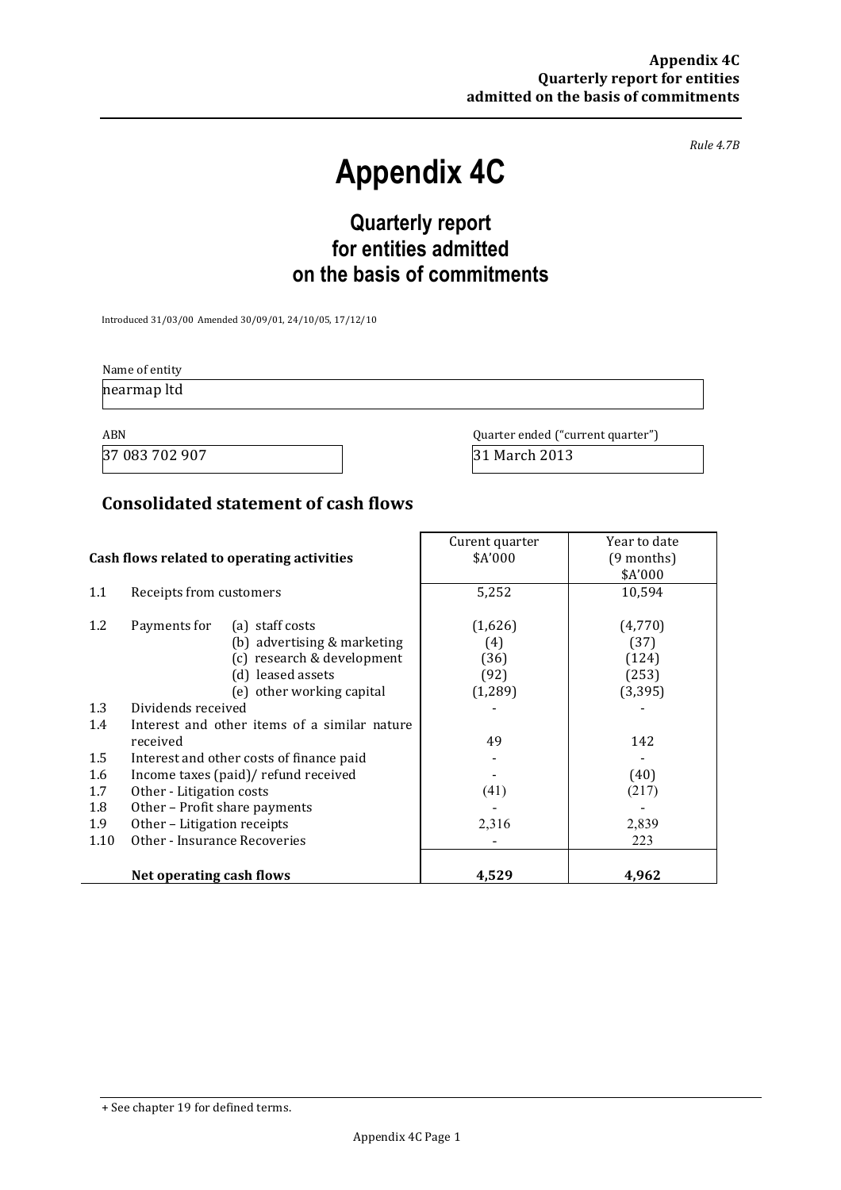*Rule 4.7B*

# Appendix 4C

## Quarterly report for entities admitted on the basis of commitments

Introduced 31/03/00 Amended 30/09/01, 24/10/05, 17/12/10

| Name of entity | |
|---|---|
| nearmap ltd | |

| ABN | Quarter ended ("current quarter") |
|---|---|
| 37 083 702 907 | 31 March 2013 |

## Consolidated statement of cash flows

| | Cash flows related to operating activities | Curent quarter $A'000 | Year to date (9 months) $A'000 |
|---|---|---|---|
| 1.1 | Receipts from customers | 5,252 | 10,594 |
| 1.2 | Payments for (a) staff costs | (1,626) | (4,770) |
| | (b) advertising & marketing | (4) | (37) |
| | (c) research & development | (36) | (124) |
| | (d) leased assets | (92) | (253) |
| | (e) other working capital | (1,289) | (3,395) |
| 1.3 | Dividends received | - | - |
| 1.4 | Interest and other items of a similar nature received | 49 | 142 |
| 1.5 | Interest and other costs of finance paid | - | - |
| 1.6 | Income taxes (paid)/ refund received | - | (40) |
| 1.7 | Other - Litigation costs | (41) | (217) |
| 1.8 | Other – Profit share payments | - | - |
| 1.9 | Other – Litigation receipts | 2,316 | 2,839 |
| 1.10 | Other - Insurance Recoveries | - | 223 |
| | **Net operating cash flows** | **4,529** | **4,962** |

+ See chapter 19 for defined terms.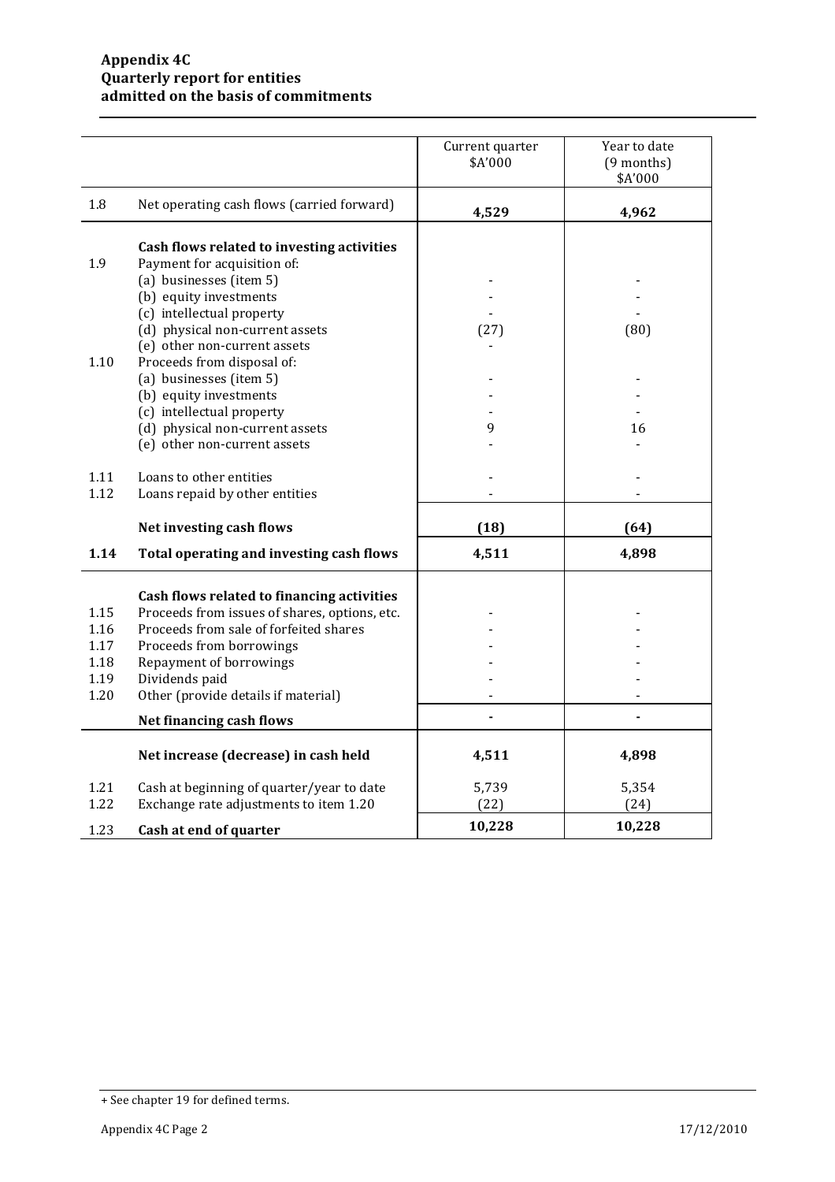**Appendix 4C**
**Quarterly report for entities**
**admitted on the basis of commitments**

| | | Current quarter $A'000 | Year to date (9 months) $A'000 |
|---|---|---|---|
| 1.8 | Net operating cash flows (carried forward) | **4,529** | **4,962** |
| | **Cash flows related to investing activities** | | |
| 1.9 | Payment for acquisition of: | | |
| | (a) businesses (item 5) | - | - |
| | (b) equity investments | - | - |
| | (c) intellectual property | - | - |
| | (d) physical non-current assets | (27) | (80) |
| | (e) other non-current assets | - | |
| 1.10 | Proceeds from disposal of: | | |
| | (a) businesses (item 5) | - | - |
| | (b) equity investments | - | - |
| | (c) intellectual property | - | - |
| | (d) physical non-current assets | 9 | 16 |
| | (e) other non-current assets | - | - |
| 1.11 | Loans to other entities | - | - |
| 1.12 | Loans repaid by other entities | - | - |
| | **Net investing cash flows** | **(18)** | **(64)** |
| **1.14** | **Total operating and investing cash flows** | **4,511** | **4,898** |
| | **Cash flows related to financing activities** | | |
| 1.15 | Proceeds from issues of shares, options, etc. | - | - |
| 1.16 | Proceeds from sale of forfeited shares | - | - |
| 1.17 | Proceeds from borrowings | - | - |
| 1.18 | Repayment of borrowings | - | - |
| 1.19 | Dividends paid | - | - |
| 1.20 | Other (provide details if material) | - | - |
| | **Net financing cash flows** | **-** | **-** |
| | **Net increase (decrease) in cash held** | **4,511** | **4,898** |
| 1.21 | Cash at beginning of quarter/year to date | 5,739 | 5,354 |
| 1.22 | Exchange rate adjustments to item 1.20 | (22) | (24) |
| 1.23 | **Cash at end of quarter** | **10,228** | **10,228** |

+ See chapter 19 for defined terms.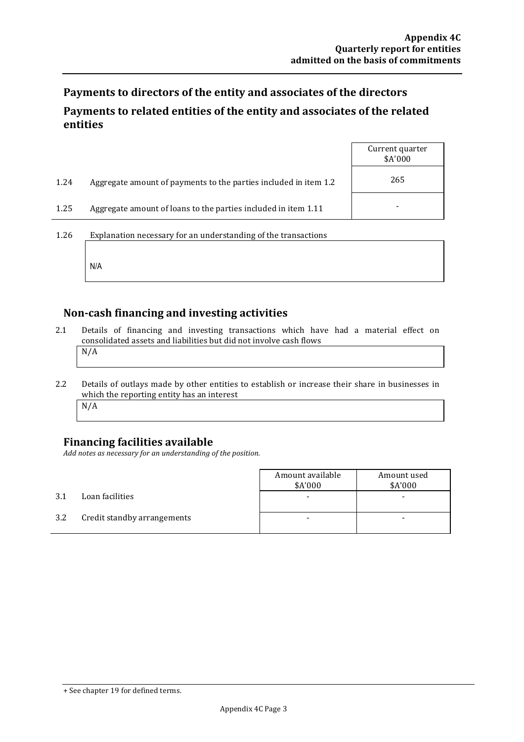## Payments to directors of the entity and associates of the directors

## Payments to related entities of the entity and associates of the related entities

| | | Current quarter $A'000 |
|---|---|---|
| 1.24 | Aggregate amount of payments to the parties included in item 1.2 | 265 |
| 1.25 | Aggregate amount of loans to the parties included in item 1.11 | - |

1.26 Explanation necessary for an understanding of the transactions

N/A

## Non-cash financing and investing activities

2.1 Details of financing and investing transactions which have had a material effect on consolidated assets and liabilities but did not involve cash flows

N/A

2.2 Details of outlays made by other entities to establish or increase their share in businesses in which the reporting entity has an interest

N/A

## Financing facilities available

*Add notes as necessary for an understanding of the position.*

| | | Amount available $A'000 | Amount used $A'000 |
|---|---|---|---|
| 3.1 | Loan facilities | - | - |
| 3.2 | Credit standby arrangements | - | - |

+ See chapter 19 for defined terms.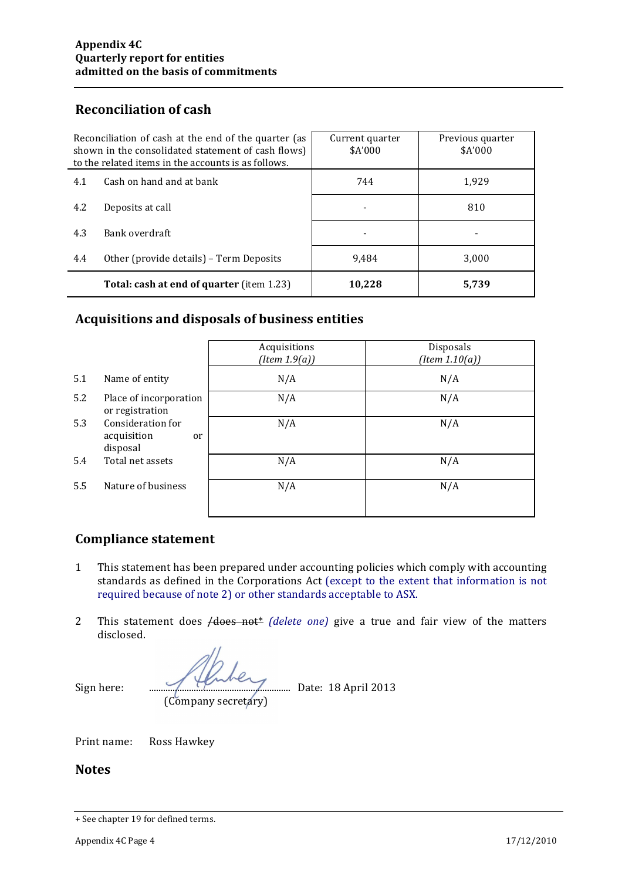## Reconciliation of cash

| Reconciliation of cash at the end of the quarter (as shown in the consolidated statement of cash flows) to the related items in the accounts is as follows. | | Current quarter $A'000 | Previous quarter $A'000 |
|---|---|---|---|
| 4.1 | Cash on hand and at bank | 744 | 1,929 |
| 4.2 | Deposits at call | - | 810 |
| 4.3 | Bank overdraft | - | - |
| 4.4 | Other (provide details) – Term Deposits | 9,484 | 3,000 |
| | **Total: cash at end of quarter** (item 1.23) | **10,228** | **5,739** |

## Acquisitions and disposals of business entities

| | | Acquisitions *(Item 1.9(a))* | Disposals *(Item 1.10(a))* |
|---|---|---|---|
| 5.1 | Name of entity | N/A | N/A |
| 5.2 | Place of incorporation or registration | N/A | N/A |
| 5.3 | Consideration for acquisition or disposal | N/A | N/A |
| 5.4 | Total net assets | N/A | N/A |
| 5.5 | Nature of business | N/A | N/A |

## Compliance statement

1. This statement has been prepared under accounting policies which comply with accounting standards as defined in the Corporations Act (except to the extent that information is not required because of note 2) or other standards acceptable to ASX.

2. This statement does ~~/does not*~~ *(delete one)* give a true and fair view of the matters disclosed.

Sign here: ............................................ Date: 18 April 2013
(Company secretary)

Print name: Ross Hawkey

## Notes

+ See chapter 19 for defined terms.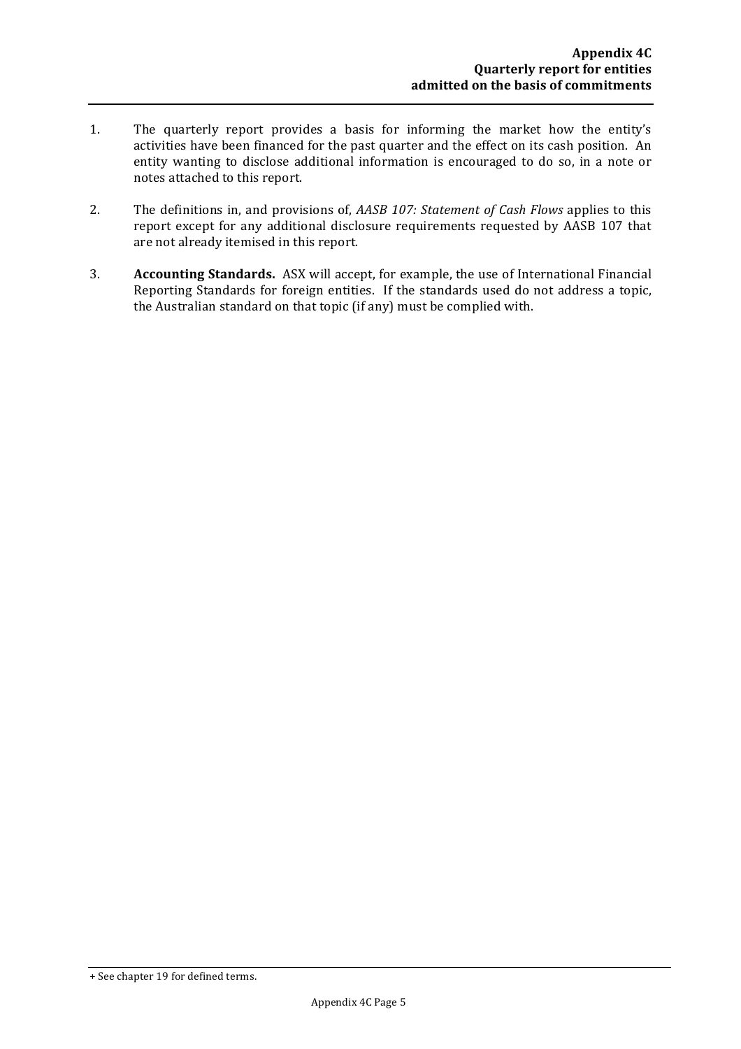1. The quarterly report provides a basis for informing the market how the entity's activities have been financed for the past quarter and the effect on its cash position. An entity wanting to disclose additional information is encouraged to do so, in a note or notes attached to this report.

2. The definitions in, and provisions of, *AASB 107: Statement of Cash Flows* applies to this report except for any additional disclosure requirements requested by AASB 107 that are not already itemised in this report.

3. **Accounting Standards.** ASX will accept, for example, the use of International Financial Reporting Standards for foreign entities. If the standards used do not address a topic, the Australian standard on that topic (if any) must be complied with.